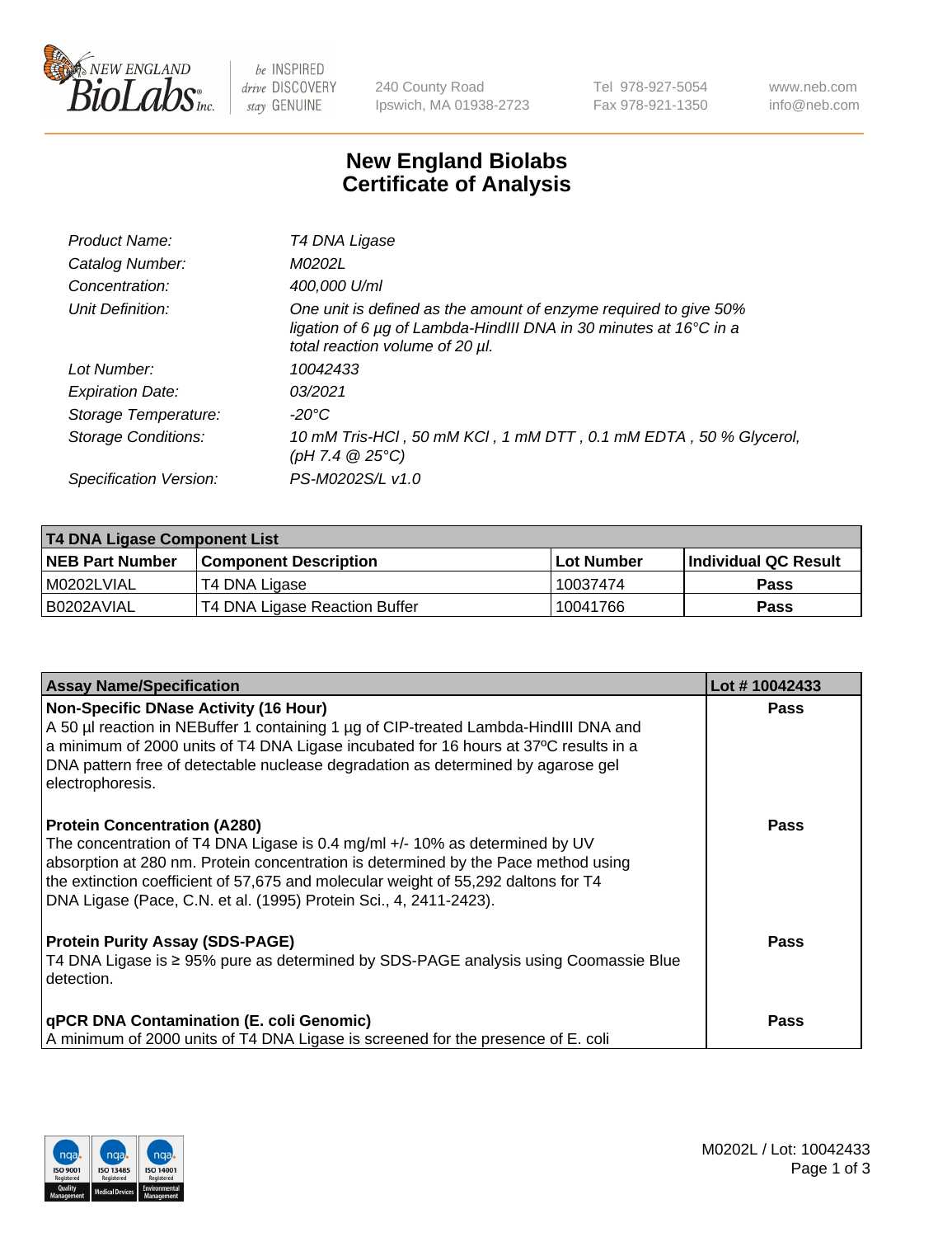# New England Biolabs Certificate of Analysis

| | |
|---|---|
| *Product Name:* | *T4 DNA Ligase* |
| *Catalog Number:* | *M0202L* |
| *Concentration:* | *400,000 U/ml* |
| *Unit Definition:* | *One unit is defined as the amount of enzyme required to give 50% ligation of 6 µg of Lambda-HindIII DNA in 30 minutes at 16°C in a total reaction volume of 20 µl.* |
| *Lot Number:* | *10042433* |
| *Expiration Date:* | *03/2021* |
| *Storage Temperature:* | *-20°C* |
| *Storage Conditions:* | *10 mM Tris-HCl , 50 mM KCl , 1 mM DTT , 0.1 mM EDTA , 50 % Glycerol, (pH 7.4 @ 25°C)* |
| *Specification Version:* | *PS-M0202S/L v1.0* |

| T4 DNA Ligase Component List | | | |
|---|---|---|---|
| **NEB Part Number** | **Component Description** | **Lot Number** | **Individual QC Result** |
| M0202LVIAL | T4 DNA Ligase | 10037474 | Pass |
| B0202AVIAL | T4 DNA Ligase Reaction Buffer | 10041766 | Pass |

| Assay Name/Specification | Lot # 10042433 |
|---|---|
| **Non-Specific DNase Activity (16 Hour)**<br>A 50 µl reaction in NEBuffer 1 containing 1 µg of CIP-treated Lambda-HindIII DNA and a minimum of 2000 units of T4 DNA Ligase incubated for 16 hours at 37ºC results in a DNA pattern free of detectable nuclease degradation as determined by agarose gel electrophoresis. | Pass |
| **Protein Concentration (A280)**<br>The concentration of T4 DNA Ligase is 0.4 mg/ml +/- 10% as determined by UV absorption at 280 nm. Protein concentration is determined by the Pace method using the extinction coefficient of 57,675 and molecular weight of 55,292 daltons for T4 DNA Ligase (Pace, C.N. et al. (1995) Protein Sci., 4, 2411-2423). | Pass |
| **Protein Purity Assay (SDS-PAGE)**<br>T4 DNA Ligase is ≥ 95% pure as determined by SDS-PAGE analysis using Coomassie Blue detection. | Pass |
| **qPCR DNA Contamination (E. coli Genomic)**<br>A minimum of 2000 units of T4 DNA Ligase is screened for the presence of E. coli | Pass |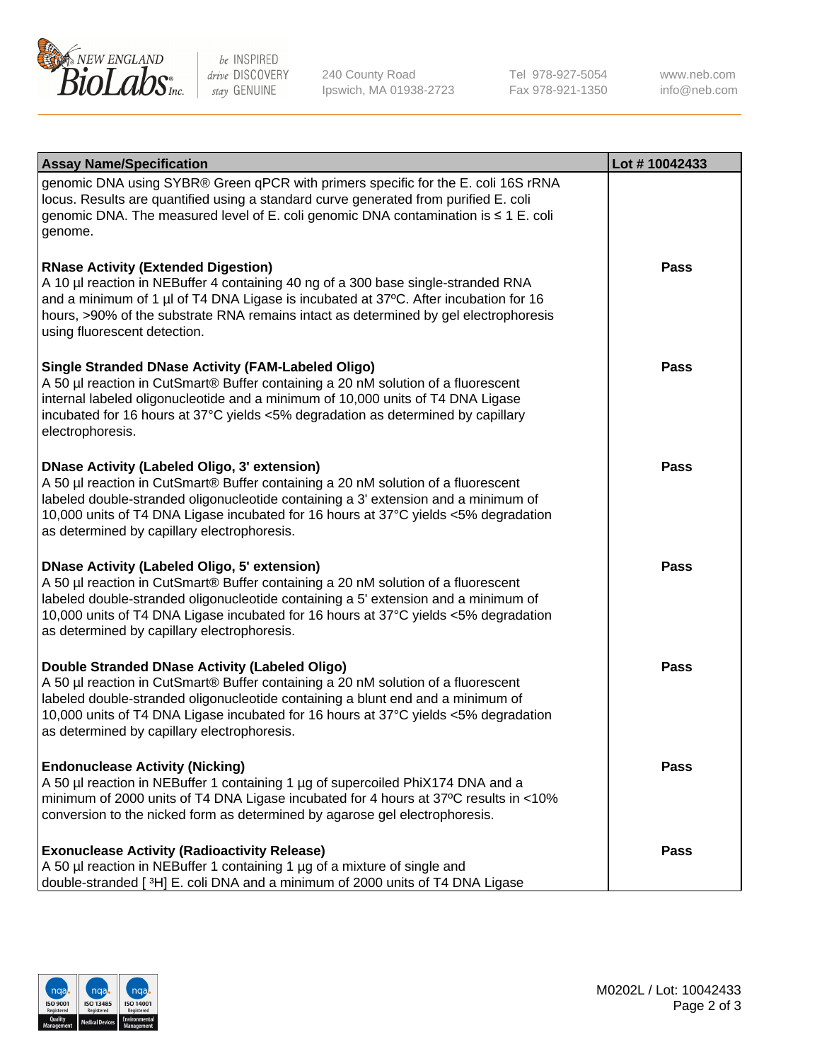| Assay Name/Specification | Lot # 10042433 |
| --- | --- |
| genomic DNA using SYBR® Green qPCR with primers specific for the E. coli 16S rRNA locus. Results are quantified using a standard curve generated from purified E. coli genomic DNA. The measured level of E. coli genomic DNA contamination is ≤ 1 E. coli genome. | |
| **RNase Activity (Extended Digestion)**<br>A 10 µl reaction in NEBuffer 4 containing 40 ng of a 300 base single-stranded RNA and a minimum of 1 µl of T4 DNA Ligase is incubated at 37ºC. After incubation for 16 hours, >90% of the substrate RNA remains intact as determined by gel electrophoresis using fluorescent detection. | **Pass** |
| **Single Stranded DNase Activity (FAM-Labeled Oligo)**<br>A 50 µl reaction in CutSmart® Buffer containing a 20 nM solution of a fluorescent internal labeled oligonucleotide and a minimum of 10,000 units of T4 DNA Ligase incubated for 16 hours at 37°C yields <5% degradation as determined by capillary electrophoresis. | **Pass** |
| **DNase Activity (Labeled Oligo, 3' extension)**<br>A 50 µl reaction in CutSmart® Buffer containing a 20 nM solution of a fluorescent labeled double-stranded oligonucleotide containing a 3' extension and a minimum of 10,000 units of T4 DNA Ligase incubated for 16 hours at 37°C yields <5% degradation as determined by capillary electrophoresis. | **Pass** |
| **DNase Activity (Labeled Oligo, 5' extension)**<br>A 50 µl reaction in CutSmart® Buffer containing a 20 nM solution of a fluorescent labeled double-stranded oligonucleotide containing a 5' extension and a minimum of 10,000 units of T4 DNA Ligase incubated for 16 hours at 37°C yields <5% degradation as determined by capillary electrophoresis. | **Pass** |
| **Double Stranded DNase Activity (Labeled Oligo)**<br>A 50 µl reaction in CutSmart® Buffer containing a 20 nM solution of a fluorescent labeled double-stranded oligonucleotide containing a blunt end and a minimum of 10,000 units of T4 DNA Ligase incubated for 16 hours at 37°C yields <5% degradation as determined by capillary electrophoresis. | **Pass** |
| **Endonuclease Activity (Nicking)**<br>A 50 µl reaction in NEBuffer 1 containing 1 µg of supercoiled PhiX174 DNA and a minimum of 2000 units of T4 DNA Ligase incubated for 4 hours at 37ºC results in <10% conversion to the nicked form as determined by agarose gel electrophoresis. | **Pass** |
| **Exonuclease Activity (Radioactivity Release)**<br>A 50 µl reaction in NEBuffer 1 containing 1 µg of a mixture of single and double-stranded [ $^3$H] E. coli DNA and a minimum of 2000 units of T4 DNA Ligase | **Pass** |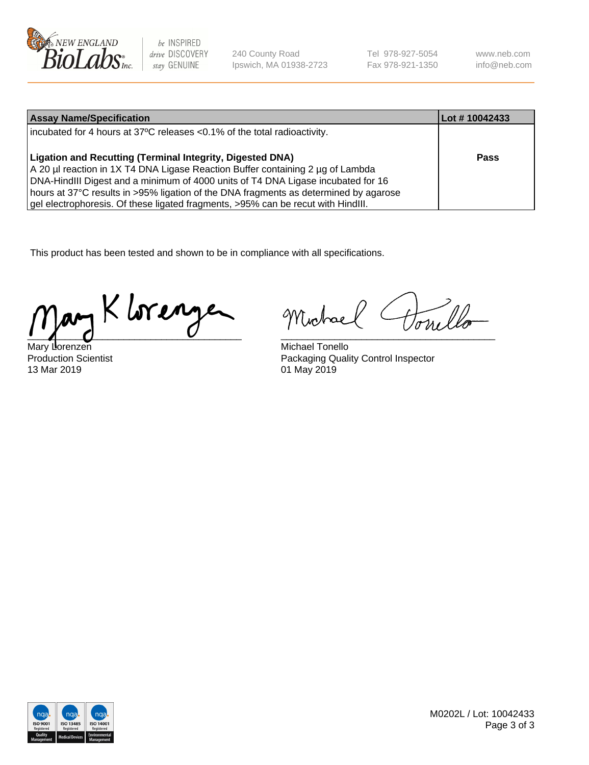| Assay Name/Specification | Lot # 10042433 |
|---|---|
| incubated for 4 hours at 37ºC releases <0.1% of the total radioactivity. | |
| **Ligation and Recutting (Terminal Integrity, Digested DNA)**<br>A 20 µl reaction in 1X T4 DNA Ligase Reaction Buffer containing 2 µg of Lambda DNA-HindIII Digest and a minimum of 4000 units of T4 DNA Ligase incubated for 16 hours at 37°C results in >95% ligation of the DNA fragments as determined by agarose gel electrophoresis. Of these ligated fragments, >95% can be recut with HindIII. | **Pass** |

This product has been tested and shown to be in compliance with all specifications.

Mary Lorenzen
Production Scientist
13 Mar 2019

Michael Tonello
Packaging Quality Control Inspector
01 May 2019

M0202L / Lot: 10042433